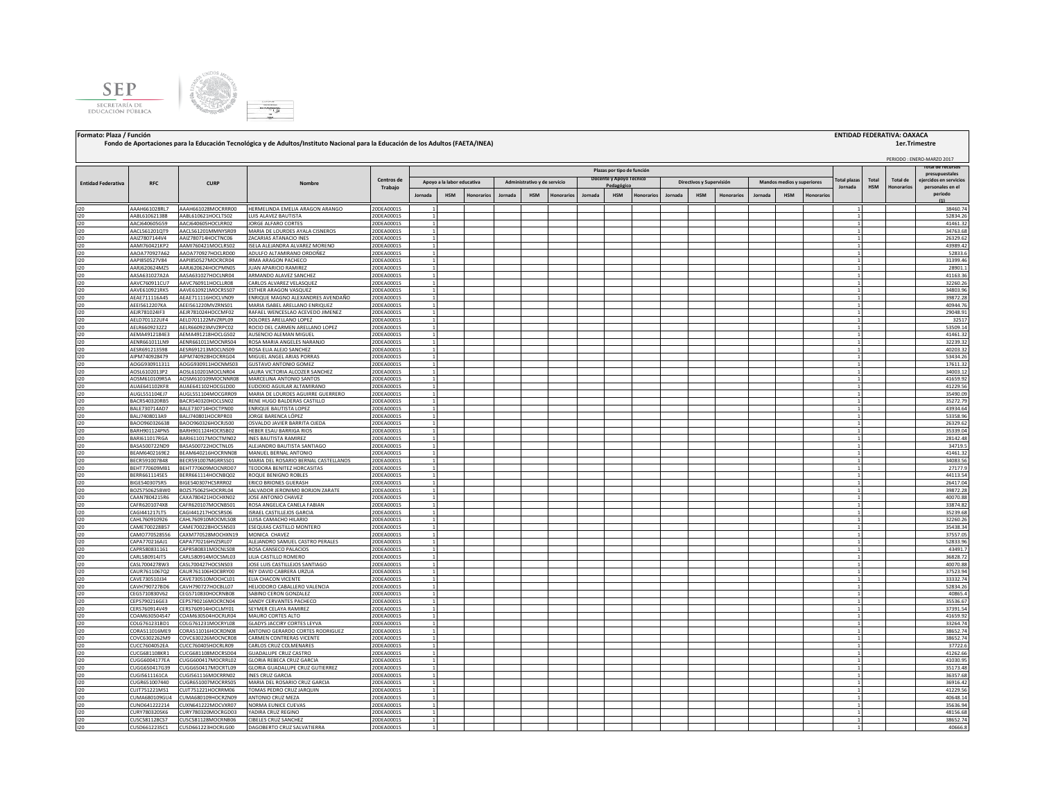**Formato: Plaza / Función**

**Fondo de Aportaciones para la Educación Tecnológica y de Adultos/Instituto Nacional para la Educación de los Adultos (FAETA/INEA)**

**ENTIDAD FEDERATIVA: OAXACA**

**1er.Trimestre**

PERIODO : ENERO-MARZO 2017

| Entidad Federativa | RFC | CURP | Nombre | Centros de Trabajo | Plazas por tipo de función | | | | | | | | | | | | | | | Total plazas Jornada | Total HSM | Total de Honorarios | Total de recursos presupuestales ejercidos en servicios personales en el periodo (1) |
|---|---|---|---|---|---|---|---|---|---|---|---|---|---|---|---|---|---|---|---|---|---|---|---|
| | | | | | Apoyo a la labor educativa | | | Administrativo y de servicio | | | Docente y Apoyo Técnico Pedagógico | | | Directivos y Supervisión | | | Mandos medios y superiores | | | | | | |
| | | | | | Jornada | HSM | Honorarios | Jornada | HSM | Honorarios | Jornada | HSM | Honorarios | Jornada | HSM | Honorarios | Jornada | HSM | Honorarios | | | | |
| I20 | AAAH661028RL7 | AAAH661028MOCRRR00 | HERMELINDA EMELIA ARAGON ARANGO | 20DEA0001S | 1 | | | | | | | | | | | | | | | 1 | | | 38460.74 |
| I20 | AABL610621388 | AABL610621HOCLTS02 | LUIS ALAVEZ BAUTISTA | 20DEA0001S | 1 | | | | | | | | | | | | | | | 1 | | | 52834.26 |
| I20 | AACJ640605G59 | AACJ640605HOCLRR02 | JORGE ALFARO CORTES | 20DEA0001S | 1 | | | | | | | | | | | | | | | 1 | | | 41461.32 |
| I20 | AACL561201QT9 | AACL561201MMNYSR09 | MARIA DE LOURDES AYALA CISNEROS | 20DEA0001S | 1 | | | | | | | | | | | | | | | 1 | | | 34763.68 |
| I20 | AAIZ7807144V4 | AAIZ780714HOCTNC06 | ZACARIAS ATANACIO INES | 20DEA0001S | 1 | | | | | | | | | | | | | | | 1 | | | 26329.62 |
| I20 | AAMI760421KP2 | AAMI760421MOCLRS02 | ISELA ALEJANDRA ALVAREZ MORENO | 20DEA0001S | 1 | | | | | | | | | | | | | | | 1 | | | 43989.42 |
| I20 | AAOA770927A62 | AAOA770927HOCLRD00 | ADULFO ALTAMIRANO ORDOÑEZ | 20DEA0001S | 1 | | | | | | | | | | | | | | | 1 | | | 52833.6 |
| I20 | AAPI850527V84 | AAPI850527MOCRCR04 | IRMA ARAGON PACHECO | 20DEA0001S | 1 | | | | | | | | | | | | | | | 1 | | | 31399.46 |
| I20 | AARJ620624MZ5 | AARJ620624HOCPMN05 | JUAN APARICIO RAMIREZ | 20DEA0001S | 1 | | | | | | | | | | | | | | | 1 | | | 28901.1 |
| I20 | AASA631027A2A | AASA631027HOCLNR04 | ARMANDO ALAVEZ SANCHEZ | 20DEA0001S | 1 | | | | | | | | | | | | | | | 1 | | | 41163.36 |
| I20 | AAVC760911CU7 | AAVC760911HOCLLR08 | CARLOS ALVAREZ VELASQUEZ | 20DEA0001S | 1 | | | | | | | | | | | | | | | 1 | | | 32260.26 |
| I20 | AAVE610921RK5 | AAVE610921MOCRSS07 | ESTHER ARAGON VASQUEZ | 20DEA0001S | 1 | | | | | | | | | | | | | | | 1 | | | 34803.96 |
| I20 | AEAE711116A45 | AEAE711116HOCLVN09 | ENRIQUE MAGNO ALEXANDRES AVENDAÑO | 20DEA0001S | 1 | | | | | | | | | | | | | | | 1 | | | 39872.28 |
| I20 | AEEI5612207KA | AEEI561220MVZRNS01 | MARIA ISABEL ARELLANO ENRIQUEZ | 20DEA0001S | 1 | | | | | | | | | | | | | | | 1 | | | 40944.76 |
| I20 | AEJR781024IF3 | AEJR781024HOCCMF02 | RAFAEL WENCESLAO ACEVEDO JIMENEZ | 20DEA0001S | 1 | | | | | | | | | | | | | | | 1 | | | 29048.91 |
| I20 | AELD701122UF4 | AELD701122MVZRPL09 | DOLORES ARELLANO LOPEZ | 20DEA0001S | 1 | | | | | | | | | | | | | | | 1 | | | 32517 |
| I20 | AELR6609232Z2 | AELR660923MVZRPC02 | ROCIO DEL CARMEN ARELLANO LOPEZ | 20DEA0001S | 1 | | | | | | | | | | | | | | | 1 | | | 53509.14 |
| I20 | AEMA4912184E3 | AEMA491218HOCLGS02 | AUSENCIO ALEMAN MIGUEL | 20DEA0001S | 1 | | | | | | | | | | | | | | | 1 | | | 41461.32 |
| I20 | AENR661011LN9 | AENR661011MOCNRS04 | ROSA MARIA ANGELES NARANJO | 20DEA0001S | 1 | | | | | | | | | | | | | | | 1 | | | 32239.32 |
| I20 | AESR691213598 | AESR691213MOCLNS09 | ROSA ELIA ALEJO SANCHEZ | 20DEA0001S | 1 | | | | | | | | | | | | | | | 1 | | | 40203.32 |
| I20 | AIPM740928479 | AIPM740928HOCRRG04 | MIGUEL ANGEL ARIAS PORRAS | 20DEA0001S | 1 | | | | | | | | | | | | | | | 1 | | | 53434.26 |
| I20 | AOGG930911311 | AOGG930911HOCNMS03 | GUSTAVO ANTONIO GOMEZ | 20DEA0001S | 1 | | | | | | | | | | | | | | | 1 | | | 17611.32 |
| I20 | AOSL6102013P2 | AOSL610201MOCLNR04 | LAURA VICTORIA ALCOZER SANCHEZ | 20DEA0001S | 1 | | | | | | | | | | | | | | | 1 | | | 34003.12 |
| I20 | AOSM610109R5A | AOSM610109MOCNNR08 | MARCELINA ANTONIO SANTOS | 20DEA0001S | 1 | | | | | | | | | | | | | | | 1 | | | 41659.92 |
| I20 | AUAE641102KF8 | AUAE641102HOCGLD00 | EUDOXIO AGUILAR ALTAMIRANO | 20DEA0001S | 1 | | | | | | | | | | | | | | | 1 | | | 41229.56 |
| I20 | AUGL551104EJ7 | AUGL551104MOCGRR09 | MARIA DE LOURDES AGUIRRE GUERRERO | 20DEA0001S | 1 | | | | | | | | | | | | | | | 1 | | | 35490.09 |
| I20 | BACR540320RB5 | BACR540320HOCLSN02 | RENE HUGO BALDERAS CASTILLO | 20DEA0001S | 1 | | | | | | | | | | | | | | | 1 | | | 35272.79 |
| I20 | BALE730714AD7 | BALE730714HOCTPN00 | ENRIQUE BAUTISTA LOPEZ | 20DEA0001S | 1 | | | | | | | | | | | | | | | 1 | | | 43934.64 |
| I20 | BALJ7408013A9 | BALJ740801HOCRPR03 | JORGE BARENCA LÓPEZ | 20DEA0001S | 1 | | | | | | | | | | | | | | | 1 | | | 53358.96 |
| I20 | BAOO960326638 | BAOO960326HOCRJS00 | OSVALDO JAVIER BARRITA OJEDA | 20DEA0001S | 1 | | | | | | | | | | | | | | | 1 | | | 26329.62 |
| I20 | BARH901124PN5 | BARH901124HOCRSB02 | HEBER ESAU BARRIGA RIOS | 20DEA0001S | 1 | | | | | | | | | | | | | | | 1 | | | 35339.04 |
| I20 | BARI611017RGA | BARI611017MOCTMN02 | INES BAUTISTA RAMIREZ | 20DEA0001S | 1 | | | | | | | | | | | | | | | 1 | | | 28142.48 |
| I20 | BASA500722ND9 | BASA500722HOCTNL05 | ALEJANDRO BAUTISTA SANTIAGO | 20DEA0001S | 1 | | | | | | | | | | | | | | | 1 | | | 34719.5 |
| I20 | BEAM6402169E2 | BEAM640216HOCRNN08 | MANUEL BERNAL ANTONIO | 20DEA0001S | 1 | | | | | | | | | | | | | | | 1 | | | 41461.32 |
| I20 | BECR591007B48 | BECR591007MGRRSS01 | MARIA DEL ROSARIO BERNAL CASTELLANOS | 20DEA0001S | 1 | | | | | | | | | | | | | | | 1 | | | 34083.56 |
| I20 | BEHT770609MB1 | BEHT770609MOCNRD07 | TEODORA BENITEZ HORCASITAS | 20DEA0001S | 1 | | | | | | | | | | | | | | | 1 | | | 27177.9 |
| I20 | BERR661114SE5 | BERR661114HOCNBQ02 | ROQUE BENIGNO ROBLES | 20DEA0001S | 1 | | | | | | | | | | | | | | | 1 | | | 44113.54 |
| I20 | BIGE540307SR5 | BIGE540307HCSRRR02 | ERICO BRIONES GUERASH | 20DEA0001S | 1 | | | | | | | | | | | | | | | 1 | | | 26417.04 |
| I20 | BOZS750625BW0 | BOZS750625HOCRRL04 | SALVADOR JERONIMO BORJON ZARATE | 20DEA0001S | 1 | | | | | | | | | | | | | | | 1 | | | 39872.28 |
| I20 | CAAN7804215R6 | CAXA780421HOCHXN02 | JOSE ANTONIO CHAVEZ | 20DEA0001S | 1 | | | | | | | | | | | | | | | 1 | | | 40070.88 |
| I20 | CAFR6201074X8 | CAFR620107MOCNBS01 | ROSA ANGELICA CANELA FABIAN | 20DEA0001S | 1 | | | | | | | | | | | | | | | 1 | | | 33874.82 |
| I20 | CAGI441217LT5 | CAGI441217HOCSRS06 | ISRAEL CASTILLEJOS GARCIA | 20DEA0001S | 1 | | | | | | | | | | | | | | | 1 | | | 35239.68 |
| I20 | CAHL760910926 | CAHL760910MOCMLS08 | LUISA CAMACHO HILARIO | 20DEA0001S | 1 | | | | | | | | | | | | | | | 1 | | | 32260.26 |
| I20 | CAME700228B57 | CAME700228HOCSNS03 | ESEQUIAS CASTILLO MONTERO | 20DEA0001S | 1 | | | | | | | | | | | | | | | 1 | | | 35438.34 |
| I20 | CAMO770528556 | CAXM770528MOCHXN19 | MONICA CHAVEZ | 20DEA0001S | 1 | | | | | | | | | | | | | | | 1 | | | 37557.05 |
| I20 | CAPA770216AJ1 | CAPA770216HVZSRL07 | ALEJANDRO SAMUEL CASTRO PERALES | 20DEA0001S | 1 | | | | | | | | | | | | | | | 1 | | | 52833.96 |
| I20 | CAPR580831161 | CAPR580831MOCNLS08 | ROSA CANSECO PALACIOS | 20DEA0001S | 1 | | | | | | | | | | | | | | | 1 | | | 43491.7 |
| I20 | CARL580914IT5 | CARL580914MOCSML03 | LILIA CASTILLO ROMERO | 20DEA0001S | 1 | | | | | | | | | | | | | | | 1 | | | 36828.72 |
| I20 | CASL7004278W3 | CASL700427HOCSNS03 | JOSE LUIS CASTILLEJOS SANTIAGO | 20DEA0001S | 1 | | | | | | | | | | | | | | | 1 | | | 40070.88 |
| I20 | CAUR7611067Q2 | CAUR761106HOCBRY00 | REY DAVID CABRERA URZUA | 20DEA0001S | 1 | | | | | | | | | | | | | | | 1 | | | 37523.94 |
| I20 | CAVE730510J34 | CAVE730510MOCHCL01 | ELIA CHACON VICENTE | 20DEA0001S | 1 | | | | | | | | | | | | | | | 1 | | | 33332.74 |
| I20 | CAVH790727BD6 | CAVH790727HOCBLL07 | HELIODORO CABALLERO VALENCIA | 20DEA0001S | 1 | | | | | | | | | | | | | | | 1 | | | 52834.26 |
| I20 | CEGS710830V62 | CEGS710830HOCRNB08 | SABINO CERON GONZALEZ | 20DEA0001S | 1 | | | | | | | | | | | | | | | 1 | | | 40865.4 |
| I20 | CEPS790216GE3 | CEPS790216MOCRCN04 | SANDY CERVANTES PACHECO | 20DEA0001S | 1 | | | | | | | | | | | | | | | 1 | | | 35536.67 |
| I20 | CERS760914V49 | CERS760914HOCLMY01 | SEYMER CELAYA RAMIREZ | 20DEA0001S | 1 | | | | | | | | | | | | | | | 1 | | | 37391.54 |
| I20 | COAM630504S47 | COAM630504HOCRLR04 | MAURO CORTES ALTO | 20DEA0001S | 1 | | | | | | | | | | | | | | | 1 | | | 41659.92 |
| I20 | COLG761231BD1 | COLG761231MOCRYL08 | GLADYS JACCIRY CORTES LEYVA | 20DEA0001S | 1 | | | | | | | | | | | | | | | 1 | | | 33264.74 |
| I20 | CORA511016ME9 | CORA511016HOCRDN08 | ANTONIO GERARDO CORTES RODRIGUEZ | 20DEA0001S | 1 | | | | | | | | | | | | | | | 1 | | | 38652.74 |
| I20 | COVC6302262M9 | COVC630226MOCNCR08 | CARMEN CONTRERAS VICENTE | 20DEA0001S | 1 | | | | | | | | | | | | | | | 1 | | | 38652.74 |
| I20 | CUCC7604052EA | CUCC760405HOCRLR09 | CARLOS CRUZ COLMENARES | 20DEA0001S | 1 | | | | | | | | | | | | | | | 1 | | | 37722.6 |
| I20 | CUCG681108KR1 | CUCG681108MOCRSD04 | GUADALUPE CRUZ CASTRO | 20DEA0001S | 1 | | | | | | | | | | | | | | | 1 | | | 41262.66 |
| I20 | CUGG6004177EA | CUGG600417MOCRRL02 | GLORIA REBECA CRUZ GARCIA | 20DEA0001S | 1 | | | | | | | | | | | | | | | 1 | | | 41030.95 |
| I20 | CUGG650417G39 | CUGG650417MOCRTL09 | GLORIA GUADALUPE CRUZ GUTIERREZ | 20DEA0001S | 1 | | | | | | | | | | | | | | | 1 | | | 35173.48 |
| I20 | CUGI5611161CA | CUGI561116MOCRRN02 | INES CRUZ GARCIA | 20DEA0001S | 1 | | | | | | | | | | | | | | | 1 | | | 36357.68 |
| I20 | CUGR651007440 | CUGR651007MOCRRS05 | MARIA DEL ROSARIO CRUZ GARCIA | 20DEA0001S | 1 | | | | | | | | | | | | | | | 1 | | | 36916.42 |
| I20 | CUJT751221MS1 | CUJT751221HOCRRM06 | TOMAS PEDRO CRUZ JARQUIN | 20DEA0001S | 1 | | | | | | | | | | | | | | | 1 | | | 41229.56 |
| I20 | CUMA680109GU4 | CUMA680109HOCRZN09 | ANTONIO CRUZ MEZA | 20DEA0001S | 1 | | | | | | | | | | | | | | | 1 | | | 40648.14 |
| I20 | CUNO641222214 | CUXN641222MOCVXR07 | NORMA EUNICE CUEVAS | 20DEA0001S | 1 | | | | | | | | | | | | | | | 1 | | | 35636.94 |
| I20 | CURY780320SK6 | CURY780320MOCRGD03 | YADIRA CRUZ REGINO | 20DEA0001S | 1 | | | | | | | | | | | | | | | 1 | | | 48156.68 |
| I20 | CUSC581128CS7 | CUSC581128MOCRNB06 | CIBELES CRUZ SANCHEZ | 20DEA0001S | 1 | | | | | | | | | | | | | | | 1 | | | 38652.74 |
| I20 | CUSD661223SC1 | CUSD661223HOCRLG00 | DAGOBERTO CRUZ SALVATIERRA | 20DEA0001S | 1 | | | | | | | | | | | | | | | 1 | | | 40666.8 |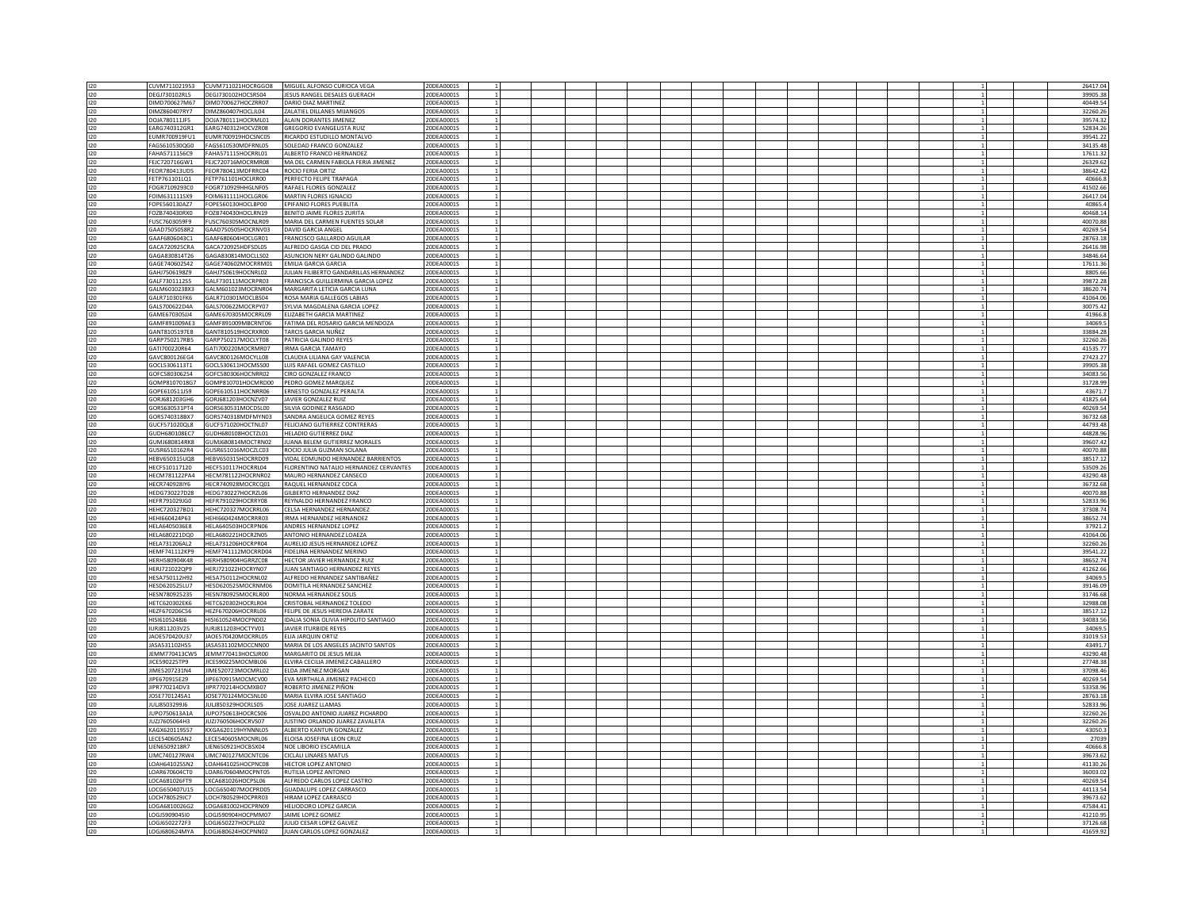| | | | | | | | | | | | | | | | | | | | |
|---|---|---|---|---|---|---|---|---|---|---|---|---|---|---|---|---|---|---|---|
| I20 | CUVM711021953 | CUVM711021HOCRGG08 | MIGUEL ALFONSO CURIOCA VEGA | 20DEA0001S | 1 | | | | | | | | | | | | | 1 | | 26417.04 |
| I20 | DEGJ730102RL5 | DEGJ730102HOCSRS04 | JESUS RANGEL DESALES GUERACH | 20DEA0001S | 1 | | | | | | | | | | | | | 1 | | 39905.38 |
| I20 | DIMD700627M67 | DIMD700627HOCZRR07 | DARIO DIAZ MARTINEZ | 20DEA0001S | 1 | | | | | | | | | | | | | 1 | | 40449.54 |
| I20 | DIMZ860407RY7 | DIMZ860407HOCLJL04 | ZALATIEL DILLANES MIJANGOS | 20DEA0001S | 1 | | | | | | | | | | | | | 1 | | 32260.26 |
| I20 | DOJA780111JF5 | DOJA780111HOCRML01 | ALAIN DORANTES JIMENEZ | 20DEA0001S | 1 | | | | | | | | | | | | | 1 | | 39574.32 |
| I20 | EARG740312GR1 | EARG740312HOCVZR08 | GREGORIO EVANGELISTA RUIZ | 20DEA0001S | 1 | | | | | | | | | | | | | 1 | | 52834.26 |
| I20 | EUMR700919FU1 | EUMR700919HOCSNC05 | RICARDO ESTUDILLO MONTALVO | 20DEA0001S | 1 | | | | | | | | | | | | | 1 | | 39541.22 |
| I20 | FAGS610530QG0 | FAGS610530MDFRNL05 | SOLEDAD FRANCO GONZALEZ | 20DEA0001S | 1 | | | | | | | | | | | | | 1 | | 34135.48 |
| I20 | FAHA571115GC9 | FAHA571115HOCRRL01 | ALBERTO FRANCO HERNANDEZ | 20DEA0001S | 1 | | | | | | | | | | | | | 1 | | 17611.32 |
| I20 | FEJC720716GW1 | FEJC720716MOCRMR08 | MA DEL CARMEN FABIOLA FERIA JIMENEZ | 20DEA0001S | 1 | | | | | | | | | | | | | 1 | | 26329.62 |
| I20 | FEOR780413UD5 | FEOR780413MDFRRC04 | ROCIO FERIA ORTIZ | 20DEA0001S | 1 | | | | | | | | | | | | | 1 | | 38642.42 |
| I20 | FETP761101LQ1 | FETP761101HOCLRR00 | PERFECTO FELIPE TRAPAGA | 20DEA0001S | 1 | | | | | | | | | | | | | 1 | | 40666.8 |
| I20 | FOGR710929GC0 | FOGR710929HHGLNF05 | RAFAEL FLORES GONZALEZ | 20DEA0001S | 1 | | | | | | | | | | | | | 1 | | 41502.66 |
| I20 | FOIM631111SX9 | FOIM631111HOCLGR06 | MARTIN FLORES IGNACIO | 20DEA0001S | 1 | | | | | | | | | | | | | 1 | | 26417.04 |
| I20 | FOPE560130AZ7 | FOPE560130HOCLBP00 | EPIFANIO FLORES PUEBLITA | 20DEA0001S | 1 | | | | | | | | | | | | | 1 | | 40865.4 |
| I20 | FOZB740430RX0 | FOZB740430HOCLRN19 | BENITO JAIME FLORES ZURITA | 20DEA0001S | 1 | | | | | | | | | | | | | 1 | | 40468.14 |
| I20 | FUSC7603059F9 | FUSC760305MOCNLR09 | MARIA DEL CARMEN FUENTES SOLAR | 20DEA0001S | 1 | | | | | | | | | | | | | 1 | | 40070.88 |
| I20 | GAAD7505058R2 | GAAD750505HOCRNV03 | DAVID GARCIA ANGEL | 20DEA0001S | 1 | | | | | | | | | | | | | 1 | | 40269.54 |
| I20 | GAAF6806043C1 | GAAF680604HOCLGR01 | FRANCISCO GALLARDO AGUILAR | 20DEA0001S | 1 | | | | | | | | | | | | | 1 | | 28763.18 |
| I20 | GACA720925CRA | GACA720925HDFSDL05 | ALFREDO GASGA CID DEL PRADO | 20DEA0001S | 1 | | | | | | | | | | | | | 1 | | 26416.98 |
| I20 | GAGA830814T26 | GAGA830814MOCLLS02 | ASUNCION NERY GALINDO GALINDO | 20DEA0001S | 1 | | | | | | | | | | | | | 1 | | 34846.64 |
| I20 | GAGE740602S42 | GAGE740602MOCRRM01 | EMILIA GARCIA GARCIA | 20DEA0001S | 1 | | | | | | | | | | | | | 1 | | 17611.36 |
| I20 | GAHJ7506198Z9 | GAHJ750619HOCNRL02 | JULIAN FILIBERTO GANDARILLAS HERNANDEZ | 20DEA0001S | 1 | | | | | | | | | | | | | 1 | | 8805.66 |
| I20 | GALF730111ZS5 | GALF730111MOCRPR03 | FRANCISCA GUILLERMINA GARCIA LOPEZ | 20DEA0001S | 1 | | | | | | | | | | | | | 1 | | 39872.28 |
| I20 | GALM6010238X3 | GALM601023MOCRNR04 | MARGARITA LETICIA GARCIA LUNA | 20DEA0001S | 1 | | | | | | | | | | | | | 1 | | 38620.74 |
| I20 | GALR710301FK6 | GALR710301MOCLBS04 | ROSA MARIA GALLEGOS LABIAS | 20DEA0001S | 1 | | | | | | | | | | | | | 1 | | 41064.06 |
| I20 | GALS700622D4A | GALS700622MOCRPY07 | SYLVIA MAGDALENA GARCIA LOPEZ | 20DEA0001S | 1 | | | | | | | | | | | | | 1 | | 30075.42 |
| I20 | GAME670305JJ4 | GAME670305MOCRRL09 | ELIZABETH GARCIA MARTINEZ | 20DEA0001S | 1 | | | | | | | | | | | | | 1 | | 41966.8 |
| I20 | GAMF891009AE3 | GAMF891009MBCRNT06 | FATIMA DEL ROSARIO GARCIA MENDOZA | 20DEA0001S | 1 | | | | | | | | | | | | | 1 | | 34069.5 |
| I20 | GANT8105197E8 | GANT810519HOCRXR00 | TARCIS GARCIA NUÑEZ | 20DEA0001S | 1 | | | | | | | | | | | | | 1 | | 33884.28 |
| I20 | GARP750217RB5 | GARP750217MOCLYT08 | PATRICIA GALINDO REYES | 20DEA0001S | 1 | | | | | | | | | | | | | 1 | | 32260.26 |
| I20 | GATI700220R64 | GATI700220MOCRMR07 | IRMA GARCIA TAMAYO | 20DEA0001S | 1 | | | | | | | | | | | | | 1 | | 41535.77 |
| I20 | GAVC800126EG4 | GAVC800126MOCYLL08 | CLAUDIA LILIANA GAY VALENCIA | 20DEA0001S | 1 | | | | | | | | | | | | | 1 | | 27423.27 |
| I20 | GOCL5306113T1 | GOCL530611HOCMSS00 | LUIS RAFAEL GOMEZ CASTILLO | 20DEA0001S | 1 | | | | | | | | | | | | | 1 | | 39905.38 |
| I20 | GOFC5803062S4 | GOFC580306HOCNRR02 | CIRO GONZALEZ FRANCO | 20DEA0001S | 1 | | | | | | | | | | | | | 1 | | 34083.56 |
| I20 | GOMP8107018G7 | GOMP810701HOCMRD00 | PEDRO GOMEZ MARQUEZ | 20DEA0001S | 1 | | | | | | | | | | | | | 1 | | 31728.99 |
| I20 | GOPE610511JS9 | GOPE610511HOCNRR06 | ERNESTO GONZALEZ PERALTA | 20DEA0001S | 1 | | | | | | | | | | | | | 1 | | 43671.7 |
| I20 | GORJ681203GH6 | GORJ681203HOCNZV07 | JAVIER GONZALEZ RUIZ | 20DEA0001S | 1 | | | | | | | | | | | | | 1 | | 41825.64 |
| I20 | GORS630531PT4 | GORS630531MOCDSL00 | SILVIA GODINEZ RASGADO | 20DEA0001S | 1 | | | | | | | | | | | | | 1 | | 40269.54 |
| I20 | GORS740318BX7 | GORS740318MDFMYN03 | SANDRA ANGELICA GOMEZ REYES | 20DEA0001S | 1 | | | | | | | | | | | | | 1 | | 36732.68 |
| I20 | GUCF571020QL8 | GUCF571020HOCTNL07 | FELICIANO GUTIERREZ CONTRERAS | 20DEA0001S | 1 | | | | | | | | | | | | | 1 | | 44793.48 |
| I20 | GUDH680108EC7 | GUDH680108HOCTZL01 | HELADIO GUTIERREZ DIAZ | 20DEA0001S | 1 | | | | | | | | | | | | | 1 | | 44828.96 |
| I20 | GUMJ680814RK8 | GUMJ680814MOCTRN02 | JUANA BELEM GUTIERREZ MORALES | 20DEA0001S | 1 | | | | | | | | | | | | | 1 | | 39607.42 |
| I20 | GUSR6510162R4 | GUSR651016MOCZLC03 | ROCIO JULIA GUZMAN SOLANA | 20DEA0001S | 1 | | | | | | | | | | | | | 1 | | 40070.88 |
| I20 | HEBV650315UQ8 | HEBV650315HOCRRD09 | VIDAL EDMUNDO HERNANDEZ BARRIENTOS | 20DEA0001S | 1 | | | | | | | | | | | | | 1 | | 38517.12 |
| I20 | HECF510117120 | HECF510117HOCRRL04 | FLORENTINO NATALIO HERNANDEZ CERVANTES | 20DEA0001S | 1 | | | | | | | | | | | | | 1 | | 53509.26 |
| I20 | HECM781122PA4 | HECM781122HOCRNR02 | MAURO HERNANDEZ CANSECO | 20DEA0001S | 1 | | | | | | | | | | | | | 1 | | 43290.48 |
| I20 | HECR740928IY6 | HECR740928MOCRCQ01 | RAQUEL HERNANDEZ COCA | 20DEA0001S | 1 | | | | | | | | | | | | | 1 | | 36732.68 |
| I20 | HEDG730227D28 | HEDG730227HOCRZL06 | GILBERTO HERNANDEZ DIAZ | 20DEA0001S | 1 | | | | | | | | | | | | | 1 | | 40070.88 |
| I20 | HEFR791029JG0 | HEFR791029HOCRRY08 | REYNALDO HERNANDEZ FRANCO | 20DEA0001S | 1 | | | | | | | | | | | | | 1 | | 52833.96 |
| I20 | HEHC720327BD1 | HEHC720327MOCRRL06 | CELSA HERNANDEZ HERNANDEZ | 20DEA0001S | 1 | | | | | | | | | | | | | 1 | | 37308.74 |
| I20 | HEHI660424P63 | HEHI660424MOCRRR03 | IRMA HERNANDEZ HERNANDEZ | 20DEA0001S | 1 | | | | | | | | | | | | | 1 | | 38652.74 |
| I20 | HELA6405036E8 | HELA640503HOCRPN06 | ANDRES HERNANDEZ LOPEZ | 20DEA0001S | 1 | | | | | | | | | | | | | 1 | | 37921.2 |
| I20 | HELA680221DQ0 | HELA680221HOCRZN05 | ANTONIO HERNANDEZ LOAEZA | 20DEA0001S | 1 | | | | | | | | | | | | | 1 | | 41064.06 |
| I20 | HELA731206AL2 | HELA731206HOCRPR04 | AURELIO JESUS HERNANDEZ LOPEZ | 20DEA0001S | 1 | | | | | | | | | | | | | 1 | | 32260.26 |
| I20 | HEMF741112KP9 | HEMF741112MOCRRD04 | FIDELINA HERNANDEZ MERINO | 20DEA0001S | 1 | | | | | | | | | | | | | 1 | | 39541.22 |
| I20 | HERH580904K48 | HERH580904HGRRZC08 | HECTOR JAVIER HERNANDEZ RUIZ | 20DEA0001S | 1 | | | | | | | | | | | | | 1 | | 38652.74 |
| I20 | HERJ721022QP9 | HERJ721022HOCRYN07 | JUAN SANTIAGO HERNANDEZ REYES | 20DEA0001S | 1 | | | | | | | | | | | | | 1 | | 41262.66 |
| I20 | HESA750112H92 | HESA750112HOCRNL02 | ALFREDO HERNANDEZ SANTIBAÑEZ | 20DEA0001S | 1 | | | | | | | | | | | | | 1 | | 34069.5 |
| I20 | HESD620525LU7 | HESD620525MOCRNM06 | DOMITILA HERNANDEZ SANCHEZ | 20DEA0001S | 1 | | | | | | | | | | | | | 1 | | 39146.09 |
| I20 | HESN780925235 | HESN780925MOCRLR00 | NORMA HERNANDEZ SOLIS | 20DEA0001S | 1 | | | | | | | | | | | | | 1 | | 31746.68 |
| I20 | HETC620302EK6 | HETC620302HOCRLR04 | CRISTOBAL HERNANDEZ TOLEDO | 20DEA0001S | 1 | | | | | | | | | | | | | 1 | | 32988.08 |
| I20 | HEZF670206C56 | HEZF670206HOCRRL06 | FELIPE DE JESUS HEREDIA ZARATE | 20DEA0001S | 1 | | | | | | | | | | | | | 1 | | 38517.12 |
| I20 | HISI6105248J6 | HISI610524MOCPND02 | IDALIA SONIA OLIVIA HIPOLITO SANTIAGO | 20DEA0001S | 1 | | | | | | | | | | | | | 1 | | 34083.56 |
| I20 | IURJ811203V25 | IURJ811203HOCTYV01 | JAVIER ITURBIDE REYES | 20DEA0001S | 1 | | | | | | | | | | | | | 1 | | 34069.5 |
| I20 | JAOE570420U37 | JAOE570420MOCRRL05 | ELIA JARQUIN ORTIZ | 20DEA0001S | 1 | | | | | | | | | | | | | 1 | | 31019.53 |
| I20 | JASA531102HS5 | JASA531102MOCCNN00 | MARIA DE LOS ANGELES JACINTO SANTOS | 20DEA0001S | 1 | | | | | | | | | | | | | 1 | | 43491.7 |
| I20 | JEMM770413CW5 | JEMM770413HOCSJR00 | MARGARITO DE JESUS MEJIA | 20DEA0001S | 1 | | | | | | | | | | | | | 1 | | 43290.48 |
| I20 | JICE590225TP9 | JICE590225MOCMBL06 | ELVIRA CECILIA JIMENEZ CABALLERO | 20DEA0001S | 1 | | | | | | | | | | | | | 1 | | 27748.38 |
| I20 | JIME5207231N4 | JIME520723MOCMRL02 | ELDA JIMENEZ MORGAN | 20DEA0001S | 1 | | | | | | | | | | | | | 1 | | 37098.46 |
| I20 | JIPE670915E29 | JIPE670915MOCMCV00 | EVA MIRTHALA JIMENEZ PACHECO | 20DEA0001S | 1 | | | | | | | | | | | | | 1 | | 40269.54 |
| I20 | JIPR770214DV3 | JIPR770214HOCMXB07 | ROBERTO JIMENEZ PIÑON | 20DEA0001S | 1 | | | | | | | | | | | | | 1 | | 53358.96 |
| I20 | JOSE770124SA1 | JOSE770124MOCSNL00 | MARIA ELVIRA JOSE SANTIAGO | 20DEA0001S | 1 | | | | | | | | | | | | | 1 | | 28763.18 |
| I20 | JULJ8503299J6 | JULJ850329HOCRLS05 | JOSE JUAREZ LLAMAS | 20DEA0001S | 1 | | | | | | | | | | | | | 1 | | 52833.96 |
| I20 | JUPO750613A1A | JUPO750613HOCRCS06 | OSVALDO ANTONIO JUAREZ PICHARDO | 20DEA0001S | 1 | | | | | | | | | | | | | 1 | | 32260.26 |
| I20 | JUZJ7605064H3 | JUZJ760506HOCRVS07 | JUSTINO ORLANDO JUAREZ ZAVALETA | 20DEA0001S | 1 | | | | | | | | | | | | | 1 | | 32260.26 |
| I20 | KAGX620119S57 | KXGA620119HYNNNL05 | ALBERTO KANTUN GONZALEZ | 20DEA0001S | 1 | | | | | | | | | | | | | 1 | | 43050.3 |
| I20 | LECE540605AN2 | LECE540605MOCNRL06 | ELOISA JOSEFINA LEON CRUZ | 20DEA0001S | 1 | | | | | | | | | | | | | 1 | | 27039 |
| I20 | LIEN6509218R7 | LIEN650921HOCBSX04 | NOE LIBORIO ESCAMILLA | 20DEA0001S | 1 | | | | | | | | | | | | | 1 | | 40666.8 |
| I20 | LIMC740127RW4 | LIMC740127MOCNTC06 | CICLALI LINARES MATUS | 20DEA0001S | 1 | | | | | | | | | | | | | 1 | | 39673.62 |
| I20 | LOAH641025SN2 | LOAH641025HOCPNC08 | HECTOR LOPEZ ANTONIO | 20DEA0001S | 1 | | | | | | | | | | | | | 1 | | 41130.26 |
| I20 | LOAR670604CT0 | LOAR670604MOCPNT05 | RUTILIA LOPEZ ANTONIO | 20DEA0001S | 1 | | | | | | | | | | | | | 1 | | 36003.02 |
| I20 | LOCA681026FT9 | LXCA681026HOCPSL06 | ALFREDO CARLOS LOPEZ CASTRO | 20DEA0001S | 1 | | | | | | | | | | | | | 1 | | 40269.54 |
| I20 | LOCG650407U15 | LOCG650407MOCPRD05 | GUADALUPE LOPEZ CARRASCO | 20DEA0001S | 1 | | | | | | | | | | | | | 1 | | 44113.54 |
| I20 | LOCH780529IC7 | LOCH780529HOCPRR03 | HIRAM LOPEZ CARRASCO | 20DEA0001S | 1 | | | | | | | | | | | | | 1 | | 39673.62 |
| I20 | LOGA6810026G2 | LOGA681002HOCPRN09 | HELIODORO LOPEZ GARCIA | 20DEA0001S | 1 | | | | | | | | | | | | | 1 | | 47584.41 |
| I20 | LOGJ5909045I0 | LOGJ590904HOCPMM07 | JAIME LOPEZ GOMEZ | 20DEA0001S | 1 | | | | | | | | | | | | | 1 | | 41210.95 |
| I20 | LOGJ6502272F3 | LOGJ650227HOCPLL02 | JULIO CESAR LOPEZ GALVEZ | 20DEA0001S | 1 | | | | | | | | | | | | | 1 | | 37126.68 |
| I20 | LOGJ680624MYA | LOGJ680624HOCPNN02 | JUAN CARLOS LOPEZ GONZALEZ | 20DEA0001S | 1 | | | | | | | | | | | | | 1 | | 41659.92 |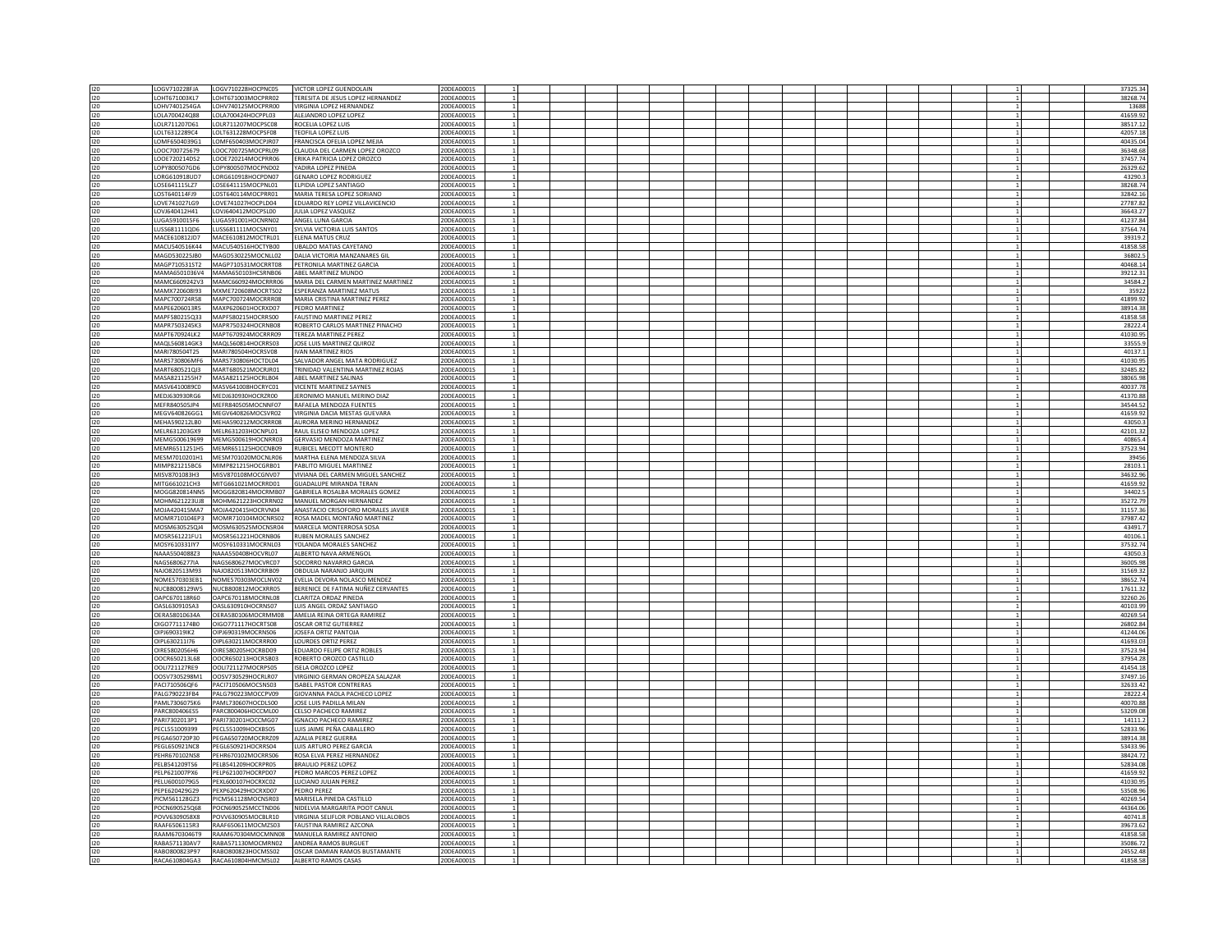| | | | | | | | | | | | | | | | | | | | | |
|---|---|---|---|---|---|---|---|---|---|---|---|---|---|---|---|---|---|---|---|---|
| I20 | LOGV710228FJA | LOGV710228HOCPNC05 | VICTOR LOPEZ GUENDOLAIN | 20DEA0001S | 1 | | | | | | | | | | | | | 1 | | 37325.34 |
| I20 | LOHT671003KL7 | LOHT671003MOCPRR02 | TERESITA DE JESUS LOPEZ HERNANDEZ | 20DEA0001S | 1 | | | | | | | | | | | | | 1 | | 38268.74 |
| I20 | LOHV7401254GA | LOHV740125MOCPRR00 | VIRGINIA LOPEZ HERNANDEZ | 20DEA0001S | 1 | | | | | | | | | | | | | 1 | | 13688 |
| I20 | LOLA700424Q88 | LOLA700424HOCPPL03 | ALEJANDRO LOPEZ LOPEZ | 20DEA0001S | 1 | | | | | | | | | | | | | 1 | | 41659.92 |
| I20 | LOLR711207D61 | LOLR711207MOCPSC08 | ROCELIA LOPEZ LUIS | 20DEA0001S | 1 | | | | | | | | | | | | | 1 | | 38517.12 |
| I20 | LOLT6312289C4 | LOLT631228MOCPSF08 | TEOFILA LOPEZ LUIS | 20DEA0001S | 1 | | | | | | | | | | | | | 1 | | 42057.18 |
| I20 | LOMF6504039G1 | LOMF650403MOCPJR07 | FRANCISCA OFELIA LOPEZ MEJIA | 20DEA0001S | 1 | | | | | | | | | | | | | 1 | | 40435.04 |
| I20 | LOOC700725679 | LOOC700725MOCPRL09 | CLAUDIA DEL CARMEN LOPEZ OROZCO | 20DEA0001S | 1 | | | | | | | | | | | | | 1 | | 36348.68 |
| I20 | LOOE720214DS2 | LOOE720214MOCPRR06 | ERIKA PATRICIA LOPEZ OROZCO | 20DEA0001S | 1 | | | | | | | | | | | | | 1 | | 37457.74 |
| I20 | LOPY800507GD6 | LOPY800507MOCPND02 | YADIRA LOPEZ PINEDA | 20DEA0001S | 1 | | | | | | | | | | | | | 1 | | 26329.62 |
| I20 | LORG610918UD7 | LORG610918HOCPDN07 | GENARO LOPEZ RODRIGUEZ | 20DEA0001S | 1 | | | | | | | | | | | | | 1 | | 43290.3 |
| I20 | LOSE641115LZ7 | LOSE641115MOCPNL01 | ELPIDIA LOPEZ SANTIAGO | 20DEA0001S | 1 | | | | | | | | | | | | | 1 | | 38268.74 |
| I20 | LOST640114FJ9 | LOST640114MOCPRR01 | MARIA TERESA LOPEZ SORIANO | 20DEA0001S | 1 | | | | | | | | | | | | | 1 | | 32842.16 |
| I20 | LOVE741027LG9 | LOVE741027HOCPLD04 | EDUARDO REY LOPEZ VILLAVICENCIO | 20DEA0001S | 1 | | | | | | | | | | | | | 1 | | 27787.82 |
| I20 | LOVJ640412H41 | LOVJ640412MOCPSL00 | JULIA LOPEZ VASQUEZ | 20DEA0001S | 1 | | | | | | | | | | | | | 1 | | 36643.27 |
| I20 | LUGA5910015F6 | LUGA591001HOCNRN02 | ANGEL LUNA GARCIA | 20DEA0001S | 1 | | | | | | | | | | | | | 1 | | 41237.84 |
| I20 | LUSS681111QD6 | LUSS681111MOCSNY01 | SYLVIA VICTORIA LUIS SANTOS | 20DEA0001S | 1 | | | | | | | | | | | | | 1 | | 37564.74 |
| I20 | MACE610812JD7 | MACE610812MOCTRL01 | ELENA MATUS CRUZ | 20DEA0001S | 1 | | | | | | | | | | | | | 1 | | 39319.2 |
| I20 | MACU540516K44 | MACU540516HOCTYB00 | UBALDO MATIAS CAYETANO | 20DEA0001S | 1 | | | | | | | | | | | | | 1 | | 41858.58 |
| I20 | MAGD530225JB0 | MAGD530225MOCNLL02 | DALIA VICTORIA MANZANARES GIL | 20DEA0001S | 1 | | | | | | | | | | | | | 1 | | 36802.5 |
| I20 | MAGP710531ST2 | MAGP710531MOCRRT08 | PETRONILA MARTINEZ GARCIA | 20DEA0001S | 1 | | | | | | | | | | | | | 1 | | 40468.14 |
| I20 | MAMA6501036V4 | MAMA650103HCSRNB06 | ABEL MARTINEZ MUNDO | 20DEA0001S | 1 | | | | | | | | | | | | | 1 | | 39212.31 |
| I20 | MAMC6609242V3 | MAMC660924MOCRRR06 | MARIA DEL CARMEN MARTINEZ MARTINEZ | 20DEA0001S | 1 | | | | | | | | | | | | | 1 | | 34584.2 |
| I20 | MAMX720608I93 | MXME720608MOCRTS02 | ESPERANZA MARTINEZ MATUS | 20DEA0001S | 1 | | | | | | | | | | | | | 1 | | 35922 |
| I20 | MAPC700724RS8 | MAPC700724MOCRRR08 | MARIA CRISTINA MARTINEZ PEREZ | 20DEA0001S | 1 | | | | | | | | | | | | | 1 | | 41899.92 |
| I20 | MAPE6206013R5 | MAXP620601HOCRXD07 | PEDRO MARTINEZ | 20DEA0001S | 1 | | | | | | | | | | | | | 1 | | 38914.38 |
| I20 | MAPF580215Q33 | MAPF580215HOCRRS00 | FAUSTINO MARTINEZ PEREZ | 20DEA0001S | 1 | | | | | | | | | | | | | 1 | | 41858.58 |
| I20 | MAPR7503245K3 | MAPR750324HOCRNB08 | ROBERTO CARLOS MARTINEZ PINACHO | 20DEA0001S | 1 | | | | | | | | | | | | | 1 | | 28222.4 |
| I20 | MAPT670924LK2 | MAPT670924MOCRRR09 | TEREZA MARTINEZ PEREZ | 20DEA0001S | 1 | | | | | | | | | | | | | 1 | | 41030.95 |
| I20 | MAQL560814GK3 | MAQL560814HOCRRS03 | JOSE LUIS MARTINEZ QUIROZ | 20DEA0001S | 1 | | | | | | | | | | | | | 1 | | 33555.9 |
| I20 | MARI780504T25 | MARI780504HOCRSV08 | IVAN MARTINEZ RIOS | 20DEA0001S | 1 | | | | | | | | | | | | | 1 | | 40137.1 |
| I20 | MARS730806MF6 | MARS730806HOCTDL04 | SALVADOR ANGEL MATA RODRIGUEZ | 20DEA0001S | 1 | | | | | | | | | | | | | 1 | | 41030.95 |
| I20 | MART680521QJ3 | MART680521MOCRJR01 | TRINIDAD VALENTINA MARTINEZ ROJAS | 20DEA0001S | 1 | | | | | | | | | | | | | 1 | | 32485.82 |
| I20 | MASA821125SH7 | MASA821125HOCRLB04 | ABEL MARTINEZ SALINAS | 20DEA0001S | 1 | | | | | | | | | | | | | 1 | | 38065.98 |
| I20 | MASV6410089C0 | MASV641008HOCRYC01 | VICENTE MARTINEZ SAYNES | 20DEA0001S | 1 | | | | | | | | | | | | | 1 | | 40037.78 |
| I20 | MEDJ630930RG6 | MEDJ630930HOCRZR00 | JERONIMO MANUEL MERINO DIAZ | 20DEA0001S | 1 | | | | | | | | | | | | | 1 | | 41370.88 |
| I20 | MEFR840505JP4 | MEFR840505MOCNNF07 | RAFAELA MENDOZA FUENTES | 20DEA0001S | 1 | | | | | | | | | | | | | 1 | | 34544.52 |
| I20 | MEGV640826GG1 | MEGV640826MOCSVR02 | VIRGINIA DACIA MESTAS GUEVARA | 20DEA0001S | 1 | | | | | | | | | | | | | 1 | | 41659.92 |
| I20 | MEHA590212LB0 | MEHA590212MOCRRR08 | AURORA MERINO HERNANDEZ | 20DEA0001S | 1 | | | | | | | | | | | | | 1 | | 43050.3 |
| I20 | MELR631203GX9 | MELR631203HOCNPL01 | RAUL ELISEO MENDOZA LOPEZ | 20DEA0001S | 1 | | | | | | | | | | | | | 1 | | 42101.32 |
| I20 | MEMG500619699 | MEMG500619HOCNRR03 | GERVASIO MENDOZA MARTINEZ | 20DEA0001S | 1 | | | | | | | | | | | | | 1 | | 40865.4 |
| I20 | MEMR6511251H5 | MEMR651125HOCCNB09 | RUBICEL MECOTT MONTERO | 20DEA0001S | 1 | | | | | | | | | | | | | 1 | | 37523.94 |
| I20 | MESM7010201H1 | MESM701020MOCNLR06 | MARTHA ELENA MENDOZA SILVA | 20DEA0001S | 1 | | | | | | | | | | | | | 1 | | 39456 |
| I20 | MIMP821215BC6 | MIMP821215HOCGRB01 | PABLITO MIGUEL MARTINEZ | 20DEA0001S | 1 | | | | | | | | | | | | | 1 | | 28103.1 |
| I20 | MISV8701083H3 | MISV870108MOCGNV07 | VIVIANA DEL CARMEN MIGUEL SANCHEZ | 20DEA0001S | 1 | | | | | | | | | | | | | 1 | | 34632.96 |
| I20 | MITG661021CH3 | MITG661021MOCRRD01 | GUADALUPE MIRANDA TERAN | 20DEA0001S | 1 | | | | | | | | | | | | | 1 | | 41659.92 |
| I20 | MOGG820814NN5 | MOGG820814MOCRMB07 | GABRIELA ROSALBA MORALES GOMEZ | 20DEA0001S | 1 | | | | | | | | | | | | | 1 | | 34402.5 |
| I20 | MOHM621223UJ8 | MOHM621223HOCRRN02 | MANUEL MORGAN HERNANDEZ | 20DEA0001S | 1 | | | | | | | | | | | | | 1 | | 35272.79 |
| I20 | MOJA420415MA7 | MOJA420415HOCRVN04 | ANASTACIO CRISOFORO MORALES JAVIER | 20DEA0001S | 1 | | | | | | | | | | | | | 1 | | 31157.36 |
| I20 | MOMR710104EP3 | MOMR710104MOCNRS02 | ROSA MADEL MONTAÑO MARTINEZ | 20DEA0001S | 1 | | | | | | | | | | | | | 1 | | 37987.42 |
| I20 | MOSM630525QJ4 | MOSM630525MOCNSR04 | MARCELA MONTERROSA SOSA | 20DEA0001S | 1 | | | | | | | | | | | | | 1 | | 43491.7 |
| I20 | MOSR561221FU1 | MOSR561221HOCRNB06 | RUBEN MORALES SANCHEZ | 20DEA0001S | 1 | | | | | | | | | | | | | 1 | | 40106.1 |
| I20 | MOSY610331IY7 | MOSY610331MOCRNL03 | YOLANDA MORALES SANCHEZ | 20DEA0001S | 1 | | | | | | | | | | | | | 1 | | 37532.74 |
| I20 | NAAA550408BZ3 | NAAA550408HOCVRL07 | ALBERTO NAVA ARMENGOL | 20DEA0001S | 1 | | | | | | | | | | | | | 1 | | 43050.3 |
| I20 | NAGS6806277IA | NAGS680627MOCVRC07 | SOCORRO NAVARRO GARCIA | 20DEA0001S | 1 | | | | | | | | | | | | | 1 | | 36005.98 |
| I20 | NAJO820513M93 | NAJO820513MOCRRB09 | OBDULIA NARANJO JARQUIN | 20DEA0001S | 1 | | | | | | | | | | | | | 1 | | 31569.32 |
| I20 | NOME570303EB1 | NOME570303MOCLNV02 | EVELIA DEVORA NOLASCO MENDEZ | 20DEA0001S | 1 | | | | | | | | | | | | | 1 | | 38652.74 |
| I20 | NUCB8008129W5 | NUCB800812MOCXRR05 | BERENICE DE FATIMA NUÑEZ CERVANTES | 20DEA0001S | 1 | | | | | | | | | | | | | 1 | | 17611.32 |
| I20 | OAPC670118R60 | OAPC670118MOCRNL08 | CLARITZA ORDAZ PINEDA | 20DEA0001S | 1 | | | | | | | | | | | | | 1 | | 32260.26 |
| I20 | OASL630910SA3 | OASL630910HOCRNS07 | LUIS ANGEL ORDAZ SANTIAGO | 20DEA0001S | 1 | | | | | | | | | | | | | 1 | | 40103.99 |
| I20 | OERA58010634A | OERA580106MOCRMM08 | AMELIA REINA ORTEGA RAMIREZ | 20DEA0001S | 1 | | | | | | | | | | | | | 1 | | 40269.54 |
| I20 | OIGO7711174B0 | OIGO771117HOCRTS08 | OSCAR ORTIZ GUTIERREZ | 20DEA0001S | 1 | | | | | | | | | | | | | 1 | | 26802.84 |
| I20 | OIPJ690319IK2 | OIPJ690319MOCRNS06 | JOSEFA ORTIZ PANTOJA | 20DEA0001S | 1 | | | | | | | | | | | | | 1 | | 41244.06 |
| I20 | OIPL630211I76 | OIPL630211MOCRRR00 | LOURDES ORTIZ PEREZ | 20DEA0001S | 1 | | | | | | | | | | | | | 1 | | 41693.03 |
| I20 | OIRE5802056H6 | OIRE580205HOCRBD09 | EDUARDO FELIPE ORTIZ ROBLES | 20DEA0001S | 1 | | | | | | | | | | | | | 1 | | 37523.94 |
| I20 | OOCR650213L68 | OOCR650213HOCRSB03 | ROBERTO OROZCO CASTILLO | 20DEA0001S | 1 | | | | | | | | | | | | | 1 | | 37954.28 |
| I20 | OOLI721127RE9 | OOLI721127MOCRPS05 | ISELA OROZCO LOPEZ | 20DEA0001S | 1 | | | | | | | | | | | | | 1 | | 41454.18 |
| I20 | OOSV7305298M1 | OOSV730529HOCRLR07 | VIRGINIO GERMAN OROPEZA SALAZAR | 20DEA0001S | 1 | | | | | | | | | | | | | 1 | | 37497.16 |
| I20 | PACI710506QF6 | PACI710506MOCSNS03 | ISABEL PASTOR CONTRERAS | 20DEA0001S | 1 | | | | | | | | | | | | | 1 | | 32633.42 |
| I20 | PALG790223FB4 | PALG790223MOCCPV09 | GIOVANNA PAOLA PACHECO LOPEZ | 20DEA0001S | 1 | | | | | | | | | | | | | 1 | | 28222.4 |
| I20 | PAML7306075K6 | PAML730607HOCDLS00 | JOSE LUIS PADILLA MILAN | 20DEA0001S | 1 | | | | | | | | | | | | | 1 | | 40070.88 |
| I20 | PARC800406ES5 | PARC800406HOCCML00 | CELSO PACHECO RAMIREZ | 20DEA0001S | 1 | | | | | | | | | | | | | 1 | | 53209.08 |
| I20 | PARI7302013P1 | PARI730201HOCCMG07 | IGNACIO PACHECO RAMIREZ | 20DEA0001S | 1 | | | | | | | | | | | | | 1 | | 14111.2 |
| I20 | PECL551009399 | PECL551009HOCXBS05 | LUIS JAIME PEÑA CABALLERO | 20DEA0001S | 1 | | | | | | | | | | | | | 1 | | 52833.96 |
| I20 | PEGA650720P30 | PEGA650720MOCRRZ09 | AZALIA PEREZ GUERRA | 20DEA0001S | 1 | | | | | | | | | | | | | 1 | | 38914.38 |
| I20 | PEGL650921NC8 | PEGL650921HOCRRS04 | LUIS ARTURO PEREZ GARCIA | 20DEA0001S | 1 | | | | | | | | | | | | | 1 | | 53433.96 |
| I20 | PEHR670102NS8 | PEHR670102MOCRRS06 | ROSA ELVA PEREZ HERNANDEZ | 20DEA0001S | 1 | | | | | | | | | | | | | 1 | | 38424.72 |
| I20 | PELB541209T56 | PELB541209HOCRPR05 | BRAULIO PEREZ LOPEZ | 20DEA0001S | 1 | | | | | | | | | | | | | 1 | | 52834.08 |
| I20 | PELP621007PX6 | PELP621007HOCRPD07 | PEDRO MARCOS PEREZ LOPEZ | 20DEA0001S | 1 | | | | | | | | | | | | | 1 | | 41659.92 |
| I20 | PELU6001079G5 | PEXL600107HOCRXC02 | LUCIANO JULIAN PEREZ | 20DEA0001S | 1 | | | | | | | | | | | | | 1 | | 41030.95 |
| I20 | PEPE620429G29 | PEXP620429HOCRXD07 | PEDRO PEREZ | 20DEA0001S | 1 | | | | | | | | | | | | | 1 | | 53508.96 |
| I20 | PICM561128GZ3 | PICM561128MOCNSR03 | MARISELA PINEDA CASTILLO | 20DEA0001S | 1 | | | | | | | | | | | | | 1 | | 40269.54 |
| I20 | POCN690525Q68 | POCN690525MCCTND06 | NIDELVIA MARGARITA POOT CANUL | 20DEA0001S | 1 | | | | | | | | | | | | | 1 | | 44364.06 |
| I20 | POVV6309058X8 | POVV630905MOCBLR10 | VIRGINIA SELIFLOR POBLANO VILLALOBOS | 20DEA0001S | 1 | | | | | | | | | | | | | 1 | | 40741.8 |
| I20 | RAAF6506115R3 | RAAF650611MOCMZS03 | FAUSTINA RAMIREZ AZCONA | 20DEA0001S | 1 | | | | | | | | | | | | | 1 | | 39673.62 |
| I20 | RAAM6703046T9 | RAAM670304MOCMNN08 | MANUELA RAMIREZ ANTONIO | 20DEA0001S | 1 | | | | | | | | | | | | | 1 | | 41858.58 |
| I20 | RABA571130AV7 | RABA571130MOCMRN02 | ANDREA RAMOS BURGUET | 20DEA0001S | 1 | | | | | | | | | | | | | 1 | | 35086.72 |
| I20 | RABO800823P97 | RABO800823HOCMSS02 | OSCAR DAMIAN RAMOS BUSTAMANTE | 20DEA0001S | 1 | | | | | | | | | | | | | 1 | | 24552.48 |
| I20 | RACA610804GA3 | RACA610804HMCMSL02 | ALBERTO RAMOS CASAS | 20DEA0001S | 1 | | | | | | | | | | | | | 1 | | 41858.58 |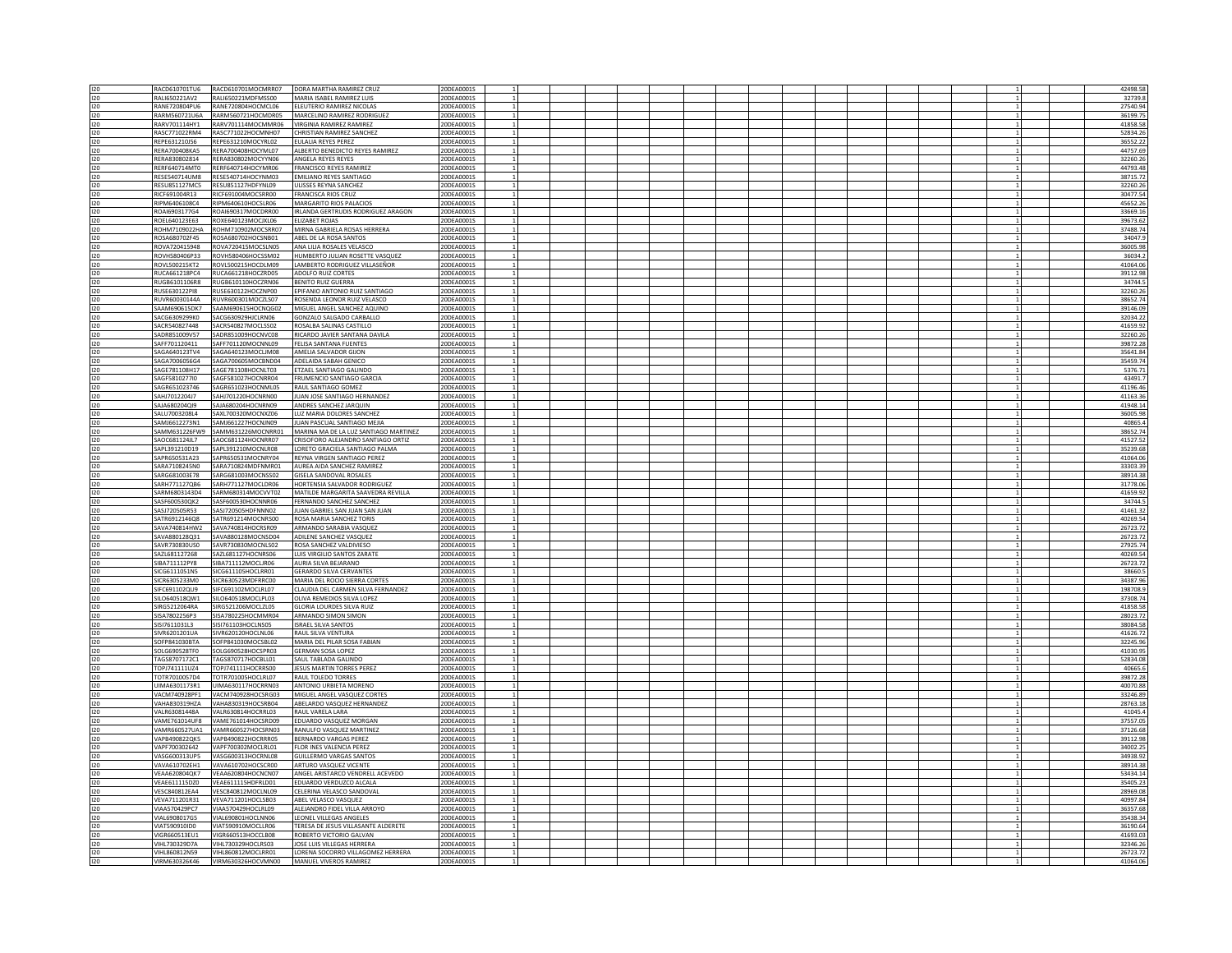| | | | | | | | | | | | | | | | | | | | | |
|---|---|---|---|---|---|---|---|---|---|---|---|---|---|---|---|---|---|---|---|---|
| I20 | RACD610701TU6 | RACD610701MOCMRR07 | DORA MARTHA RAMIREZ CRUZ | 20DEA0001S | 1 | | | | | | | | | | | | | 1 | | 42498.58 |
| I20 | RALI650221AV2 | RALI650221MDFMSS00 | MARIA ISABEL RAMIREZ LUIS | 20DEA0001S | 1 | | | | | | | | | | | | | 1 | | 32739.8 |
| I20 | RANE720804PU6 | RANE720804HOCMCL06 | ELEUTERIO RAMIREZ NICOLAS | 20DEA0001S | 1 | | | | | | | | | | | | | 1 | | 27540.94 |
| I20 | RARM560721U6A | RARM560721HOCMDR05 | MARCELINO RAMIREZ RODRIGUEZ | 20DEA0001S | 1 | | | | | | | | | | | | | 1 | | 36199.75 |
| I20 | RARV701114HY1 | RARV701114MOCMMR06 | VIRGINIA RAMIREZ RAMIREZ | 20DEA0001S | 1 | | | | | | | | | | | | | 1 | | 41858.58 |
| I20 | RASC771022RM4 | RASC771022HOCMNH07 | CHRISTIAN RAMIREZ SANCHEZ | 20DEA0001S | 1 | | | | | | | | | | | | | 1 | | 52834.26 |
| I20 | REPE631210JS6 | REPE631210MOCYRL02 | EULALIA REYES PEREZ | 20DEA0001S | 1 | | | | | | | | | | | | | 1 | | 36552.22 |
| I20 | RERA700408KA5 | RERA700408HOCYML07 | ALBERTO BENEDICTO REYES RAMIREZ | 20DEA0001S | 1 | | | | | | | | | | | | | 1 | | 44757.69 |
| I20 | RERA830802814 | RERA830802MOCYYN06 | ANGELA REYES REYES | 20DEA0001S | 1 | | | | | | | | | | | | | 1 | | 32260.26 |
| I20 | RERF640714MT0 | RERF640714HOCYMR06 | FRANCISCO REYES RAMIREZ | 20DEA0001S | 1 | | | | | | | | | | | | | 1 | | 44793.48 |
| I20 | RESE540714UM8 | RESE540714HOCYNM03 | EMILIANO REYES SANTIAGO | 20DEA0001S | 1 | | | | | | | | | | | | | 1 | | 38715.72 |
| I20 | RESU851127MC5 | RESU851127HDFYNL09 | ULISSES REYNA SANCHEZ | 20DEA0001S | 1 | | | | | | | | | | | | | 1 | | 32260.26 |
| I20 | RICF691004R13 | RICF691004MOCSRR00 | FRANCISCA RIOS CRUZ | 20DEA0001S | 1 | | | | | | | | | | | | | 1 | | 30477.54 |
| I20 | RIPM640610BC4 | RIPM640610HOCSLR06 | MARGARITO RIOS PALACIOS | 20DEA0001S | 1 | | | | | | | | | | | | | 1 | | 45652.26 |
| I20 | ROAI6903177G4 | ROAI690317MOCDRR00 | IRLANDA GERTRUDIS RODRIGUEZ ARAGON | 20DEA0001S | 1 | | | | | | | | | | | | | 1 | | 33669.16 |
| I20 | ROEL640123E63 | ROXE640123MOCJXL06 | ELIZABET ROJAS | 20DEA0001S | 1 | | | | | | | | | | | | | 1 | | 39673.62 |
| I20 | ROHM7109022HA | ROHM710902MOCSRR07 | MIRNA GABRIELA ROSAS HERRERA | 20DEA0001S | 1 | | | | | | | | | | | | | 1 | | 37488.74 |
| I20 | ROSA680702F45 | ROSA680702HOCSNB01 | ABEL DE LA ROSA SANTOS | 20DEA0001S | 1 | | | | | | | | | | | | | 1 | | 34047.9 |
| I20 | ROVA720415948 | ROVA720415MOCSLN05 | ANA LILIA ROSALES VELASCO | 20DEA0001S | 1 | | | | | | | | | | | | | 1 | | 36005.98 |
| I20 | ROVH580406P33 | ROVH580406HOCSSM02 | HUMBERTO JULIAN ROSETTE VASQUEZ | 20DEA0001S | 1 | | | | | | | | | | | | | 1 | | 36034.2 |
| I20 | ROVL500215KT2 | ROVL500215HOCDLM09 | LAMBERTO RODRIGUEZ VILLASEÑOR | 20DEA0001S | 1 | | | | | | | | | | | | | 1 | | 41064.06 |
| I20 | RUCA661218PC4 | RUCA661218HOCZRD05 | ADOLFO RUIZ CORTES | 20DEA0001S | 1 | | | | | | | | | | | | | 1 | | 39112.98 |
| I20 | RUGB6101106R8 | RUGB610110HOCZRN06 | BENITO RUIZ GUERRA | 20DEA0001S | 1 | | | | | | | | | | | | | 1 | | 34744.5 |
| I20 | RUSE630122PI8 | RUSE630122HOCZNP00 | EPIFANIO ANTONIO RUIZ SANTIAGO | 20DEA0001S | 1 | | | | | | | | | | | | | 1 | | 32260.26 |
| I20 | RUVR60030144A | RUVR600301MOCZLS07 | ROSENDA LEONOR RUIZ VELASCO | 20DEA0001S | 1 | | | | | | | | | | | | | 1 | | 38652.74 |
| I20 | SAAM690615DK7 | SAAM690615HOCNQG02 | MIGUEL ANGEL SANCHEZ AQUINO | 20DEA0001S | 1 | | | | | | | | | | | | | 1 | | 39146.09 |
| I20 | SACG6309299K0 | SACG630929HJCLRN06 | GONZALO SALGADO CARBALLO | 20DEA0001S | 1 | | | | | | | | | | | | | 1 | | 32034.22 |
| I20 | SACR540827448 | SACR540827MOCLSS02 | ROSALBA SALINAS CASTILLO | 20DEA0001S | 1 | | | | | | | | | | | | | 1 | | 41659.92 |
| I20 | SADR851009VS7 | SADR851009HOCNVC08 | RICARDO JAVIER SANTANA DAVILA | 20DEA0001S | 1 | | | | | | | | | | | | | 1 | | 32260.26 |
| I20 | SAFF701120411 | SAFF701120MOCNNL09 | FELISA SANTANA FUENTES | 20DEA0001S | 1 | | | | | | | | | | | | | 1 | | 39872.28 |
| I20 | SAGA640123TV4 | SAGA640123MOCLJM08 | AMELIA SALVADOR GIJON | 20DEA0001S | 1 | | | | | | | | | | | | | 1 | | 35641.84 |
| I20 | SAGA7006056G4 | SAGA700605MOCBND04 | ADELAIDA SABAH GENICO | 20DEA0001S | 1 | | | | | | | | | | | | | 1 | | 35459.74 |
| I20 | SAGE781108H17 | SAGE781108HOCNLT03 | ETZAEL SANTIAGO GALINDO | 20DEA0001S | 1 | | | | | | | | | | | | | 1 | | 5376.71 |
| I20 | SAGF581027TI0 | SAGF581027HOCNRR04 | FRUMENCIO SANTIAGO GARCIA | 20DEA0001S | 1 | | | | | | | | | | | | | 1 | | 43491.7 |
| I20 | SAGR651023746 | SAGR651023HOCNML05 | RAUL SANTIAGO GOMEZ | 20DEA0001S | 1 | | | | | | | | | | | | | 1 | | 41196.46 |
| I20 | SAHJ7012204J7 | SAHJ701220HOCNRN00 | JUAN JOSE SANTIAGO HERNANDEZ | 20DEA0001S | 1 | | | | | | | | | | | | | 1 | | 41163.36 |
| I20 | SAJA680204QJ9 | SAJA680204HOCNRN09 | ANDRES SANCHEZ JARQUIN | 20DEA0001S | 1 | | | | | | | | | | | | | 1 | | 41948.14 |
| I20 | SALU7003208L4 | SAXL700320MOCNXZ06 | LUZ MARIA DOLORES SANCHEZ | 20DEA0001S | 1 | | | | | | | | | | | | | 1 | | 36005.98 |
| I20 | SAMJ6612273N1 | SAMJ661227HOCNJN09 | JUAN PASCUAL SANTIAGO MEJIA | 20DEA0001S | 1 | | | | | | | | | | | | | 1 | | 40865.4 |
| I20 | SAMM631226FW9 | SAMM631226MOCNRR01 | MARINA MA DE LA LUZ SANTIAGO MARTINEZ | 20DEA0001S | 1 | | | | | | | | | | | | | 1 | | 38652.74 |
| I20 | SAOC681124IL7 | SAOC681124HOCNRR07 | CRISOFORO ALEJANDRO SANTIAGO ORTIZ | 20DEA0001S | 1 | | | | | | | | | | | | | 1 | | 41527.52 |
| I20 | SAPL391210D19 | SAPL391210MOCNLR08 | LORETO GRACIELA SANTIAGO PALMA | 20DEA0001S | 1 | | | | | | | | | | | | | 1 | | 35239.68 |
| I20 | SAPR650531A23 | SAPR650531MOCNRY04 | REYNA VIRGEN SANTIAGO PEREZ | 20DEA0001S | 1 | | | | | | | | | | | | | 1 | | 41064.06 |
| I20 | SARA7108245N0 | SARA710824MDFNMR01 | AUREA AIDA SANCHEZ RAMIREZ | 20DEA0001S | 1 | | | | | | | | | | | | | 1 | | 33303.39 |
| I20 | SARG681003E78 | SARG681003MOCNSS02 | GISELA SANDOVAL ROSALES | 20DEA0001S | 1 | | | | | | | | | | | | | 1 | | 38914.38 |
| I20 | SARH771127QB6 | SARH771127MOCLDR06 | HORTENSIA SALVADOR RODRIGUEZ | 20DEA0001S | 1 | | | | | | | | | | | | | 1 | | 31778.06 |
| I20 | SARM6803143D4 | SARM680314MOCVVT02 | MATILDE MARGARITA SAAVEDRA REVILLA | 20DEA0001S | 1 | | | | | | | | | | | | | 1 | | 41659.92 |
| I20 | SASF600530QK2 | SASF600530HOCNNR06 | FERNANDO SANCHEZ SANCHEZ | 20DEA0001S | 1 | | | | | | | | | | | | | 1 | | 34744.5 |
| I20 | SASJ720505R53 | SASJ720505HDFNNN02 | JUAN GABRIEL SAN JUAN SAN JUAN | 20DEA0001S | 1 | | | | | | | | | | | | | 1 | | 41461.32 |
| I20 | SATR6912146Q8 | SATR691214MOCNRS00 | ROSA MARIA SANCHEZ TORIS | 20DEA0001S | 1 | | | | | | | | | | | | | 1 | | 40269.54 |
| I20 | SAVA740814HW2 | SAVA740814HOCBSR09 | ARMANDO SARABIA VASQUEZ | 20DEA0001S | 1 | | | | | | | | | | | | | 1 | | 26723.72 |
| I20 | SAVA880128Q31 | SAVA880128MOCNSD04 | ADILENE SANCHEZ VASQUEZ | 20DEA0001S | 1 | | | | | | | | | | | | | 1 | | 26723.72 |
| I20 | SAVR730830US0 | SAVR730830MOCNLS02 | ROSA SANCHEZ VALDIVIESO | 20DEA0001S | 1 | | | | | | | | | | | | | 1 | | 27925.74 |
| I20 | SAZL681127268 | SAZL681127HOCNRS06 | LUIS VIRGILIO SANTOS ZARATE | 20DEA0001S | 1 | | | | | | | | | | | | | 1 | | 40269.54 |
| I20 | SIBA711112PY8 | SIBA711112MOCLJR06 | AURIA SILVA BEJARANO | 20DEA0001S | 1 | | | | | | | | | | | | | 1 | | 26723.72 |
| I20 | SICG611105IN5 | SICG611105HOCLRR01 | GERARDO SILVA CERVANTES | 20DEA0001S | 1 | | | | | | | | | | | | | 1 | | 38660.5 |
| I20 | SICR6305233M0 | SICR630523MDFRRC00 | MARIA DEL ROCIO SIERRA CORTES | 20DEA0001S | 1 | | | | | | | | | | | | | 1 | | 34387.96 |
| I20 | SIFC691102QU9 | SIFC691102MOCLRL07 | CLAUDIA DEL CARMEN SILVA FERNANDEZ | 20DEA0001S | 1 | | | | | | | | | | | | | 1 | | 198708.9 |
| I20 | SILO640518QW1 | SILO640518MOCLPL03 | OLIVA REMEDIOS SILVA LOPEZ | 20DEA0001S | 1 | | | | | | | | | | | | | 1 | | 37308.74 |
| I20 | SIRG5212064RA | SIRG521206MOCLZL05 | GLORIA LOURDES SILVA RUIZ | 20DEA0001S | 1 | | | | | | | | | | | | | 1 | | 41858.58 |
| I20 | SISA7802256P3 | SISA780225HOCMMR04 | ARMANDO SIMON SIMON | 20DEA0001S | 1 | | | | | | | | | | | | | 1 | | 28023.72 |
| I20 | SISI7611031L3 | SISI761103HOCLNS05 | ISRAEL SILVA SANTOS | 20DEA0001S | 1 | | | | | | | | | | | | | 1 | | 38084.58 |
| I20 | SIVR6201201UA | SIVR620120HOCLNL06 | RAUL SILVA VENTURA | 20DEA0001S | 1 | | | | | | | | | | | | | 1 | | 41626.72 |
| I20 | SOFP841030BTA | SOFP841030MOCSBL02 | MARIA DEL PILAR SOSA FABIAN | 20DEA0001S | 1 | | | | | | | | | | | | | 1 | | 32245.96 |
| I20 | SOLG690528TF0 | SOLG690528HOCSPR03 | GERMAN SOSA LOPEZ | 20DEA0001S | 1 | | | | | | | | | | | | | 1 | | 41030.95 |
| I20 | TAGS8707172C1 | TAGS870717HOCBLL01 | SAUL TABLADA GALINDO | 20DEA0001S | 1 | | | | | | | | | | | | | 1 | | 52834.08 |
| I20 | TOPJ741111UZ4 | TOPJ741111HOCRRS00 | JESUS MARTIN TORRES PEREZ | 20DEA0001S | 1 | | | | | | | | | | | | | 1 | | 40665.6 |
| I20 | TOTR7010057D4 | TOTR701005HOCLRL07 | RAUL TOLEDO TORRES | 20DEA0001S | 1 | | | | | | | | | | | | | 1 | | 39872.28 |
| I20 | UIMA6301173R1 | UIMA630117HOCRRN03 | ANTONIO URBIETA MORENO | 20DEA0001S | 1 | | | | | | | | | | | | | 1 | | 40070.88 |
| I20 | VACM740928PF1 | VACM740928HOCSRG03 | MIGUEL ANGEL VASQUEZ CORTES | 20DEA0001S | 1 | | | | | | | | | | | | | 1 | | 33246.89 |
| I20 | VAHA830319HZA | VAHA830319HOCSRB04 | ABELARDO VASQUEZ HERNANDEZ | 20DEA0001S | 1 | | | | | | | | | | | | | 1 | | 28763.18 |
| I20 | VALR63081448A | VALR630814HOCRRL03 | RAUL VARELA LARA | 20DEA0001S | 1 | | | | | | | | | | | | | 1 | | 41045.4 |
| I20 | VAME761014UF8 | VAME761014HOCSRD09 | EDUARDO VASQUEZ MORGAN | 20DEA0001S | 1 | | | | | | | | | | | | | 1 | | 37557.05 |
| I20 | VAMR660527UA1 | VAMR660527HOCSRN03 | RANULFO VASQUEZ MARTINEZ | 20DEA0001S | 1 | | | | | | | | | | | | | 1 | | 37126.68 |
| I20 | VAPB490822QK5 | VAPB490822HOCRRR05 | BERNARDO VARGAS PEREZ | 20DEA0001S | 1 | | | | | | | | | | | | | 1 | | 39112.98 |
| I20 | VAPF700302642 | VAPF700302MOCLRL01 | FLOR INES VALENCIA PEREZ | 20DEA0001S | 1 | | | | | | | | | | | | | 1 | | 34002.25 |
| I20 | VASG600313UP5 | VASG600313HOCRNL08 | GUILLERMO VARGAS SANTOS | 20DEA0001S | 1 | | | | | | | | | | | | | 1 | | 34938.92 |
| I20 | VAVA610702EH1 | VAVA610702HOCSCR00 | ARTURO VASQUEZ VICENTE | 20DEA0001S | 1 | | | | | | | | | | | | | 1 | | 38914.38 |
| I20 | VEAA620804QK7 | VEAA620804HOCNCN07 | ANGEL ARISTARCO VENDRELL ACEVEDO | 20DEA0001S | 1 | | | | | | | | | | | | | 1 | | 53434.14 |
| I20 | VEAE611115DZ0 | VEAE611115HDFRLD01 | EDUARDO VERDUZCO ALCALA | 20DEA0001S | 1 | | | | | | | | | | | | | 1 | | 35405.23 |
| I20 | VESC840812EA4 | VESC840812MOCLNL09 | CELERINA VELASCO SANDOVAL | 20DEA0001S | 1 | | | | | | | | | | | | | 1 | | 28969.08 |
| I20 | VEVA711201R31 | VEVA711201HOCLSB03 | ABEL VELASCO VASQUEZ | 20DEA0001S | 1 | | | | | | | | | | | | | 1 | | 40997.84 |
| I20 | VIAA570429PC7 | VIAA570429HOCLRL09 | ALEJANDRO FIDEL VILLA ARROYO | 20DEA0001S | 1 | | | | | | | | | | | | | 1 | | 36357.68 |
| I20 | VIAL6908017G5 | VIAL690801HOCLNN06 | LEONEL VILLEGAS ANGELES | 20DEA0001S | 1 | | | | | | | | | | | | | 1 | | 35438.34 |
| I20 | VIAT590910ID0 | VIAT590910MOCLLR06 | TERESA DE JESUS VILLASANTE ALDERETE | 20DEA0001S | 1 | | | | | | | | | | | | | 1 | | 36190.64 |
| I20 | VIGR660513EU1 | VIGR660513HOCCLB08 | ROBERTO VICTORIO GALVAN | 20DEA0001S | 1 | | | | | | | | | | | | | 1 | | 41693.03 |
| I20 | VIHL730329D7A | VIHL730329HOCLRS03 | JOSE LUIS VILLEGAS HERRERA | 20DEA0001S | 1 | | | | | | | | | | | | | 1 | | 32346.26 |
| I20 | VIHL860812NS9 | VIHL860812MOCLRR01 | LORENA SOCORRO VILLAGOMEZ HERRERA | 20DEA0001S | 1 | | | | | | | | | | | | | 1 | | 26723.72 |
| I20 | VIRM630326K46 | VIRM630326HOCVMN00 | MANUEL VIVEROS RAMIREZ | 20DEA0001S | 1 | | | | | | | | | | | | | 1 | | 41064.06 |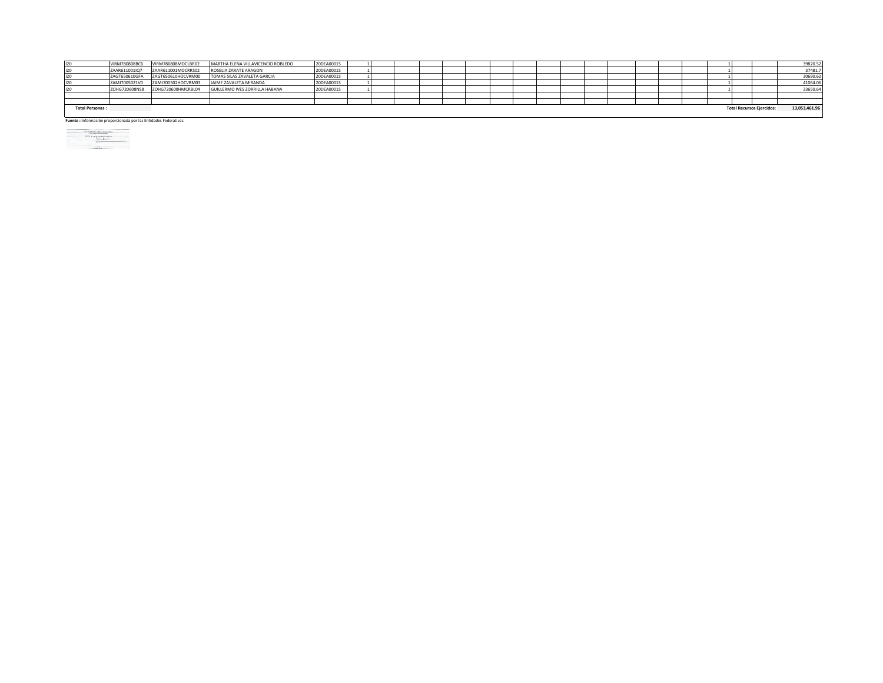| | | | | | | | | | | | | | | | | | | | | | | | |
|---|---|---|---|---|---|---|---|---|---|---|---|---|---|---|---|---|---|---|---|---|---|---|---|
| I20 | VIRM780808BC6 | VIRM780808MOCLBR02 | MARTHA ELENA VILLAVICENCIO ROBLEDO | 20DEA0001S | 1 | | | | | | | | | | | | | | | 1 | | | 39820.52 |
| I20 | ZAAR611001IQ7 | ZAAR611001MOCRRS02 | ROSELIA ZARATE ARAGON | 20DEA0001S | 1 | | | | | | | | | | | | | | | 1 | | | 37481.7 |
| I20 | ZAGT650610GFA | ZAGT650610HOCVRM00 | TOMAS SILAS ZAVALETA GARCIA | 20DEA0001S | 1 | | | | | | | | | | | | | | | 1 | | | 30690.62 |
| I20 | ZAMJ7005021V0 | ZAMJ700502HOCVRM03 | JAIME ZAVALETA MIRANDA | 20DEA0001S | 1 | | | | | | | | | | | | | | | 1 | | | 41064.06 |
| I20 | ZOHG720608NS8 | ZOHG720608HMCRBL04 | GUILLERMO IVES ZORRILLA HABANA | 20DEA0001S | 1 | | | | | | | | | | | | | | | 1 | | | 33650.64 |
| | | | | | | | | | | | | | | | | | | | | | | | |
| | | | | | | | | | | | | | | | | | | | | | | | |
| **Total Personas :** | | | | | | | | | | | | | | | | | | | | | **Total Recursos Ejercidos:** | | **13,053,461.96** |

**Fuente :** Información proporcionada por las Entidades Federativas.